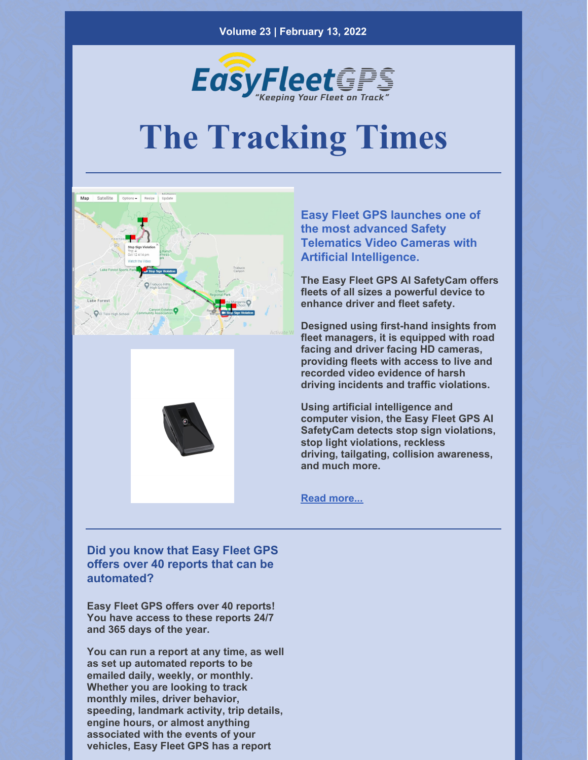Volume 23 | February 13, 2022

EasyFleetGPS

*"Keeping Your Fleet on Track"*

# The Tracking Times

---

## Easy Fleet GPS launches one of the most advanced Safety Telematics Video Cameras with Artificial Intelligence.

**The Easy Fleet GPS AI SafetyCam offers fleets of all sizes a powerful device to enhance driver and fleet safety.**

**Designed using first-hand insights from fleet managers, it is equipped with road facing and driver facing HD cameras, providing fleets with access to live and recorded video evidence of harsh driving incidents and traffic violations.**

**Using artificial intelligence and computer vision, the Easy Fleet GPS AI SafetyCam detects stop sign violations, stop light violations, reckless driving, tailgating, collision awareness, and much more.**

**Read more...**

---

## Did you know that Easy Fleet GPS offers over 40 reports that can be automated?

**Easy Fleet GPS offers over 40 reports! You have access to these reports 24/7 and 365 days of the year.**

**You can run a report at any time, as well as set up automated reports to be emailed daily, weekly, or monthly. Whether you are looking to track monthly miles, driver behavior, speeding, landmark activity, trip details, engine hours, or almost anything associated with the events of your vehicles, Easy Fleet GPS has a report**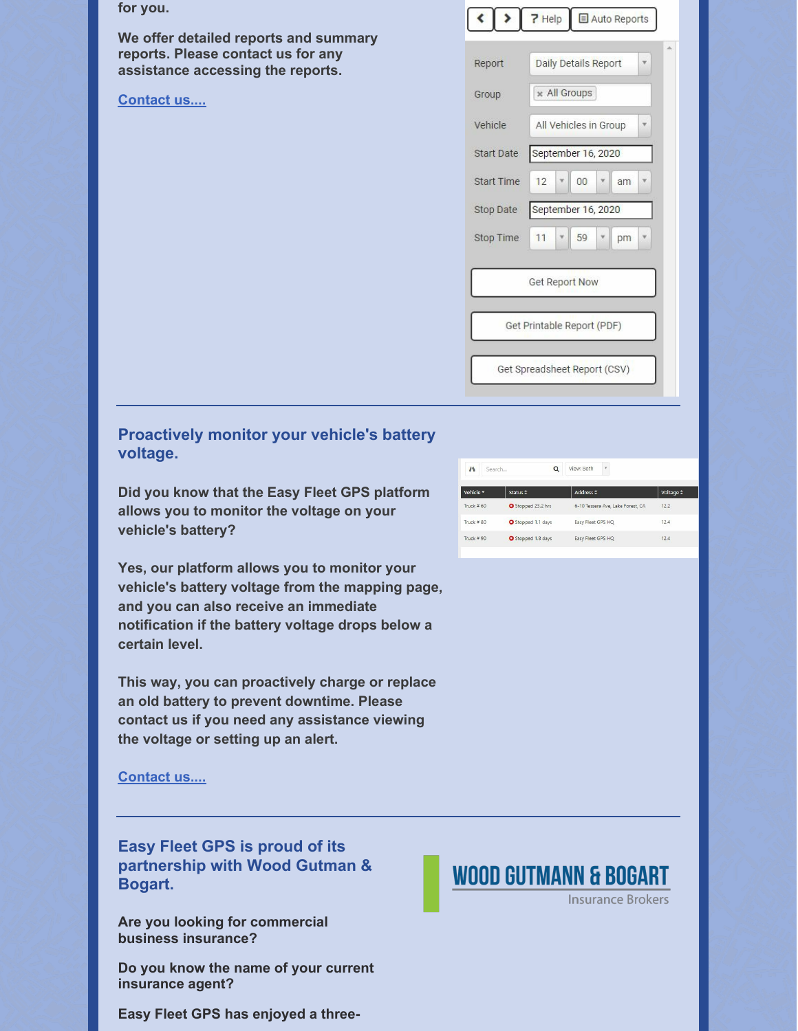for you.

**We offer detailed reports and summary reports. Please contact us for any assistance accessing the reports.**

[Contact us....]

---

## Proactively monitor your vehicle's battery voltage.

**Did you know that the Easy Fleet GPS platform allows you to monitor the voltage on your vehicle's battery?**

**Yes, our platform allows you to monitor your vehicle's battery voltage from the mapping page, and you can also receive an immediate notification if the battery voltage drops below a certain level.**

**This way, you can proactively charge or replace an old battery to prevent downtime. Please contact us if you need any assistance viewing the voltage or setting up an alert.**

[Contact us....]

---

## Easy Fleet GPS is proud of its partnership with Wood Gutman & Bogart.

**Are you looking for commercial business insurance?**

**Do you know the name of your current insurance agent?**

**Easy Fleet GPS has enjoyed a three-**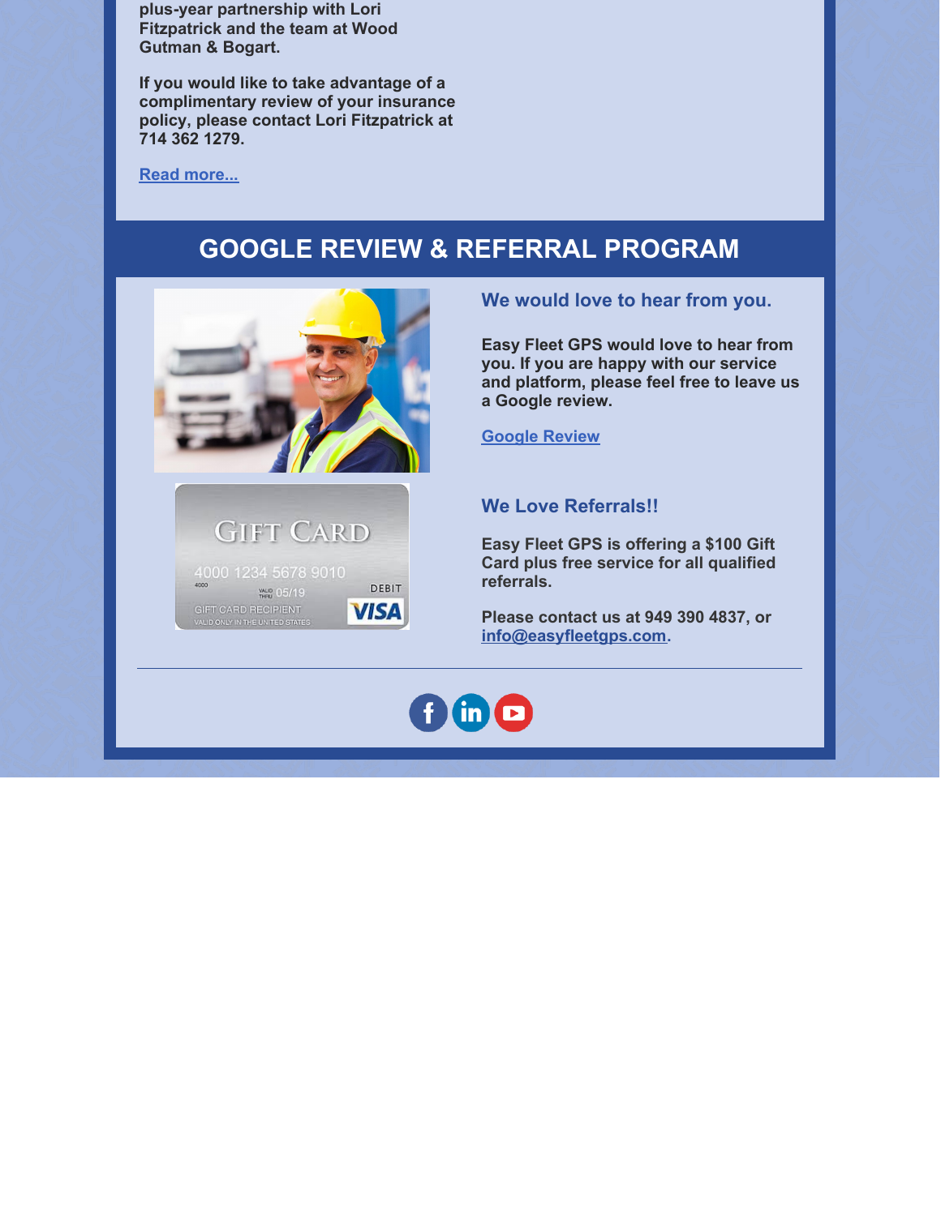plus-year partnership with Lori Fitzpatrick and the team at Wood Gutman & Bogart.

If you would like to take advantage of a complimentary review of your insurance policy, please contact Lori Fitzpatrick at 714 362 1279.

Read more...

## GOOGLE REVIEW & REFERRAL PROGRAM

### We would love to hear from you.

Easy Fleet GPS would love to hear from you. If you are happy with our service and platform, please feel free to leave us a Google review.

Google Review

### We Love Referrals!!

Easy Fleet GPS is offering a $100 Gift Card plus free service for all qualified referrals.

Please contact us at 949 390 4837, or info@easyfleetgps.com.